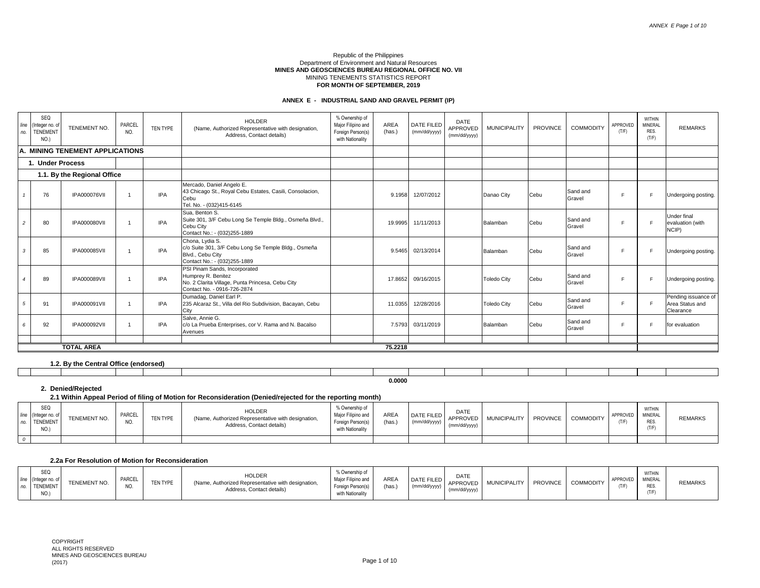Republic of the Philippines
Department of Environment and Natural Resources
**MINES AND GEOSCIENCES BUREAU REGIONAL OFFICE NO. VII**
MINING TENEMENTS STATISTICS REPORT
**FOR MONTH OF SEPTEMBER, 2019**

**ANNEX E - INDUSTRIAL SAND AND GRAVEL PERMIT (IP)**

| line no. | SEQ (Integer no. of TENEMENT NO.) | TENEMENT NO. | PARCEL NO. | TEN TYPE | HOLDER (Name, Authorized Representative with designation, Address, Contact details) | % Ownership of Major Filipino and Foreign Person(s) with Nationality | AREA (has.) | DATE FILED (mm/dd/yyyy) | DATE APPROVED (mm/dd/yyyy) | MUNICIPALITY | PROVINCE | COMMODITY | APPROVED (T/F) | WITHIN MINERAL RES. (T/F) | REMARKS |
|---|---|---|---|---|---|---|---|---|---|---|---|---|---|---|---|
| **A. MINING TENEMENT APPLICATIONS** | | | | | | | | | | | | | | | |
| **1. Under Process** | | | | | | | | | | | | | | | |
| **1.1. By the Regional Office** | | | | | | | | | | | | | | | |
| 1 | 76 | IPA000076VII | 1 | IPA | Mercado, Daniel Angelo E. 43 Chicago St., Royal Cebu Estates, Casili, Consolacion, Cebu Tel. No. - (032)415-6145 | | 9.1958 | 12/07/2012 | | Danao City | Cebu | Sand and Gravel | F | F | Undergoing posting. |
| 2 | 80 | IPA000080VII | 1 | IPA | Sua, Benton S. Suite 301, 3/F Cebu Long Se Temple Bldg., Osmeña Blvd., Cebu City Contact No.: - (032)255-1889 | | 19.9995 | 11/11/2013 | | Balamban | Cebu | Sand and Gravel | F | F | Under final evaluation (with NCIP) |
| 3 | 85 | IPA000085VII | 1 | IPA | Chona, Lydia S. c/o Suite 301, 3/F Cebu Long Se Temple Bldg., Osmeña Blvd., Cebu City Contact No.: - (032)255-1889 | | 9.5465 | 02/13/2014 | | Balamban | Cebu | Sand and Gravel | F | F | Undergoing posting. |
| 4 | 89 | IPA000089VII | 1 | IPA | PSI Pinam Sands, Incorporated Humprey R. Benitez No. 2 Clarita Village, Punta Princesa, Cebu City Contact No. - 0916-726-2874 | | 17.8652 | 09/16/2015 | | Toledo City | Cebu | Sand and Gravel | F | F | Undergoing posting. |
| 5 | 91 | IPA000091VII | 1 | IPA | Dumadag, Daniel Earl P. 235 Alcaraz St., Villa del Rio Subdivision, Bacayan, Cebu City | | 11.0355 | 12/28/2016 | | Toledo City | Cebu | Sand and Gravel | F | F | Pending issuance of Area Status and Clearance |
| 6 | 92 | IPA000092VII | 1 | IPA | Salve, Annie G. c/o La Prueba Enterprises, cor V. Rama and N. Bacalso Avenues | | 7.5793 | 03/11/2019 | | Balamban | Cebu | Sand and Gravel | F | F | for evaluation |
| | | **TOTAL AREA** | | | | | **75.2218** | | | | | | | | |

**1.2. By the Central Office (endorsed)**

| line no. | SEQ (Integer no. of TENEMENT NO.) | TENEMENT NO. | PARCEL NO. | TEN TYPE | HOLDER (Name, Authorized Representative with designation, Address, Contact details) | % Ownership of Major Filipino and Foreign Person(s) with Nationality | AREA (has.) | DATE FILED (mm/dd/yyyy) | DATE APPROVED (mm/dd/yyyy) | MUNICIPALITY | PROVINCE | COMMODITY | APPROVED (T/F) | WITHIN MINERAL RES. (T/F) | REMARKS |
|---|---|---|---|---|---|---|---|---|---|---|---|---|---|---|---|
| | | | | | | | | | | | | | | | |
| | | | | | | | **0.0000** | | | | | | | | |

**2. Denied/Rejected**

**2.1 Within Appeal Period of filing of Motion for Reconsideration (Denied/rejected for the reporting month)**

| line no. | SEQ (Integer no. of TENEMENT NO.) | TENEMENT NO. | PARCEL NO. | TEN TYPE | HOLDER (Name, Authorized Representative with designation, Address, Contact details) | % Ownership of Major Filipino and Foreign Person(s) with Nationality | AREA (has.) | DATE FILED (mm/dd/yyyy) | DATE APPROVED (mm/dd/yyyy) | MUNICIPALITY | PROVINCE | COMMODITY | APPROVED (T/F) | WITHIN MINERAL RES. (T/F) | REMARKS |
|---|---|---|---|---|---|---|---|---|---|---|---|---|---|---|---|
| 0 | | | | | | | | | | | | | | | |

**2.2a For Resolution of Motion for Reconsideration**

| line no. | SEQ (Integer no. of TENEMENT NO.) | TENEMENT NO. | PARCEL NO. | TEN TYPE | HOLDER (Name, Authorized Representative with designation, Address, Contact details) | % Ownership of Major Filipino and Foreign Person(s) with Nationality | AREA (has.) | DATE FILED (mm/dd/yyyy) | DATE APPROVED (mm/dd/yyyy) | MUNICIPALITY | PROVINCE | COMMODITY | APPROVED (T/F) | WITHIN MINERAL RES. (T/F) | REMARKS |
|---|---|---|---|---|---|---|---|---|---|---|---|---|---|---|---|

COPYRIGHT
ALL RIGHTS RESERVED
MINES AND GEOSCIENCES BUREAU
(2017)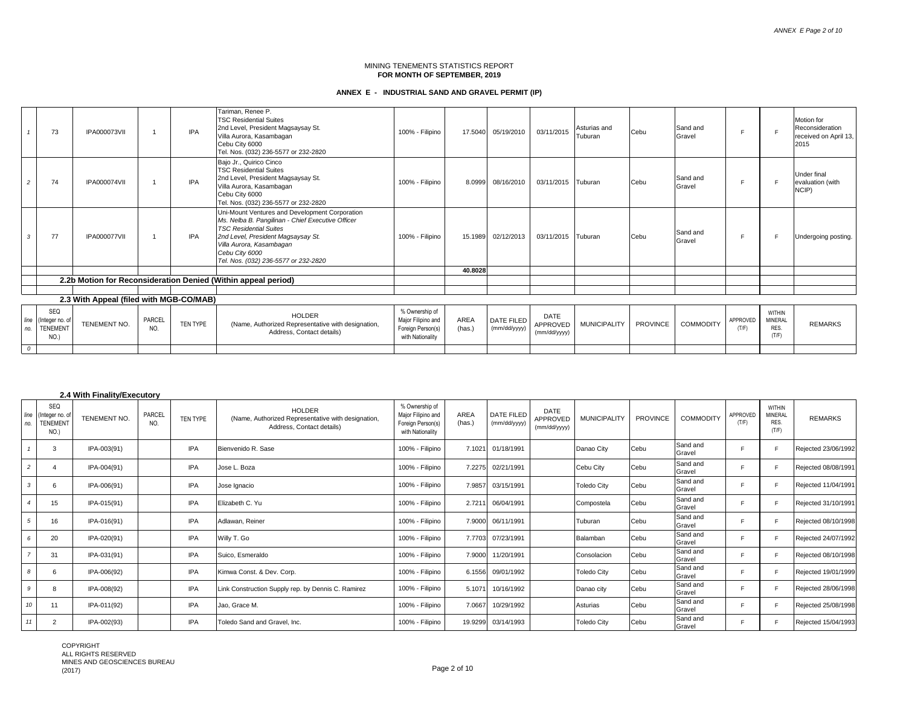MINING TENEMENTS STATISTICS REPORT
**FOR MONTH OF SEPTEMBER, 2019**

**ANNEX E - INDUSTRIAL SAND AND GRAVEL PERMIT (IP)**

| line no. | SEQ (Integer no. of TENEMENT NO.) | TENEMENT NO. | PARCEL NO. | TEN TYPE | HOLDER (Name, Authorized Representative with designation, Address, Contact details) | % Ownership of Major Filipino and Foreign Person(s) with Nationality | AREA (has.) | DATE FILED (mm/dd/yyyy) | DATE APPROVED (mm/dd/yyyy) | MUNICIPALITY | PROVINCE | COMMODITY | APPROVED (T/F) | WITHIN MINERAL RES. (T/F) | REMARKS |
|---|---|---|---|---|---|---|---|---|---|---|---|---|---|---|---|
| 1 | 73 | IPA000073VII | 1 | IPA | Tariman, Renee P. TSC Residential Suites 2nd Level, President Magsaysay St. Villa Aurora, Kasambagan Cebu City 6000 Tel. Nos. (032) 236-5577 or 232-2820 | 100% - Filipino | 17.5040 | 05/19/2010 | 03/11/2015 | Asturias and Tuburan | Cebu | Sand and Gravel | F | F | Motion for Reconsideration received on April 13, 2015 |
| 2 | 74 | IPA000074VII | 1 | IPA | Bajo Jr., Quirico Cinco TSC Residential Suites 2nd Level, President Magsaysay St. Villa Aurora, Kasambagan Cebu City 6000 Tel. Nos. (032) 236-5577 or 232-2820 | 100% - Filipino | 8.0999 | 08/16/2010 | 03/11/2015 | Tuburan | Cebu | Sand and Gravel | F | F | Under final evaluation (with NCIP) |
| 3 | 77 | IPA000077VII | 1 | IPA | Uni-Mount Ventures and Development Corporation *Ms. Nelba B. Pangilinan - Chief Executive Officer* *TSC Residential Suites* *2nd Level, President Magsaysay St.* *Villa Aurora, Kasambagan* *Cebu City 6000* *Tel. Nos. (032) 236-5577 or 232-2820* | 100% - Filipino | 15.1989 | 02/12/2013 | 03/11/2015 | Tuburan | Cebu | Sand and Gravel | F | F | Undergoing posting. |
| | | | | | | | 40.8028 | | | | | | | | |

**2.2b Motion for Reconsideration Denied (Within appeal period)**

**2.3 With Appeal (filed with MGB-CO/MAB)**

| line no. | SEQ (Integer no. of TENEMENT NO.) | TENEMENT NO. | PARCEL NO. | TEN TYPE | HOLDER (Name, Authorized Representative with designation, Address, Contact details) | % Ownership of Major Filipino and Foreign Person(s) with Nationality | AREA (has.) | DATE FILED (mm/dd/yyyy) | DATE APPROVED (mm/dd/yyyy) | MUNICIPALITY | PROVINCE | COMMODITY | APPROVED (T/F) | WITHIN MINERAL RES. (T/F) | REMARKS |
|---|---|---|---|---|---|---|---|---|---|---|---|---|---|---|---|
| 0 | | | | | | | | | | | | | | | |

**2.4 With Finality/Executory**

| line no. | SEQ (Integer no. of TENEMENT NO.) | TENEMENT NO. | PARCEL NO. | TEN TYPE | HOLDER (Name, Authorized Representative with designation, Address, Contact details) | % Ownership of Major Filipino and Foreign Person(s) with Nationality | AREA (has.) | DATE FILED (mm/dd/yyyy) | DATE APPROVED (mm/dd/yyyy) | MUNICIPALITY | PROVINCE | COMMODITY | APPROVED (T/F) | WITHIN MINERAL RES. (T/F) | REMARKS |
|---|---|---|---|---|---|---|---|---|---|---|---|---|---|---|---|
| 1 | 3 | IPA-003(91) | | IPA | Bienvenido R. Sase | 100% - Filipino | 7.1021 | 01/18/1991 | | Danao City | Cebu | Sand and Gravel | F | F | Rejected 23/06/1992 |
| 2 | 4 | IPA-004(91) | | IPA | Jose L. Boza | 100% - Filipino | 7.2275 | 02/21/1991 | | Cebu City | Cebu | Sand and Gravel | F | F | Rejected 08/08/1991 |
| 3 | 6 | IPA-006(91) | | IPA | Jose Ignacio | 100% - Filipino | 7.9857 | 03/15/1991 | | Toledo City | Cebu | Sand and Gravel | F | F | Rejected 11/04/1991 |
| 4 | 15 | IPA-015(91) | | IPA | Elizabeth C. Yu | 100% - Filipino | 2.7211 | 06/04/1991 | | Compostela | Cebu | Sand and Gravel | F | F | Rejected 31/10/1991 |
| 5 | 16 | IPA-016(91) | | IPA | Adlawan, Reiner | 100% - Filipino | 7.9000 | 06/11/1991 | | Tuburan | Cebu | Sand and Gravel | F | F | Rejected 08/10/1998 |
| 6 | 20 | IPA-020(91) | | IPA | Willy T. Go | 100% - Filipino | 7.7703 | 07/23/1991 | | Balamban | Cebu | Sand and Gravel | F | F | Rejected 24/07/1992 |
| 7 | 31 | IPA-031(91) | | IPA | Suico, Esmeraldo | 100% - Filipino | 7.9000 | 11/20/1991 | | Consolacion | Cebu | Sand and Gravel | F | F | Rejected 08/10/1998 |
| 8 | 6 | IPA-006(92) | | IPA | Kimwa Const. & Dev. Corp. | 100% - Filipino | 6.1556 | 09/01/1992 | | Toledo City | Cebu | Sand and Gravel | F | F | Rejected 19/01/1999 |
| 9 | 8 | IPA-008(92) | | IPA | Link Construction Supply rep. by Dennis C. Ramirez | 100% - Filipino | 5.1071 | 10/16/1992 | | Danao city | Cebu | Sand and Gravel | F | F | Rejected 28/06/1998 |
| 10 | 11 | IPA-011(92) | | IPA | Jao, Grace M. | 100% - Filipino | 7.0667 | 10/29/1992 | | Asturias | Cebu | Sand and Gravel | F | F | Rejected 25/08/1998 |
| 11 | 2 | IPA-002(93) | | IPA | Toledo Sand and Gravel, Inc. | 100% - Filipino | 19.9299 | 03/14/1993 | | Toledo City | Cebu | Sand and Gravel | F | F | Rejected 15/04/1993 |

COPYRIGHT
ALL RIGHTS RESERVED
MINES AND GEOSCIENCES BUREAU
(2017)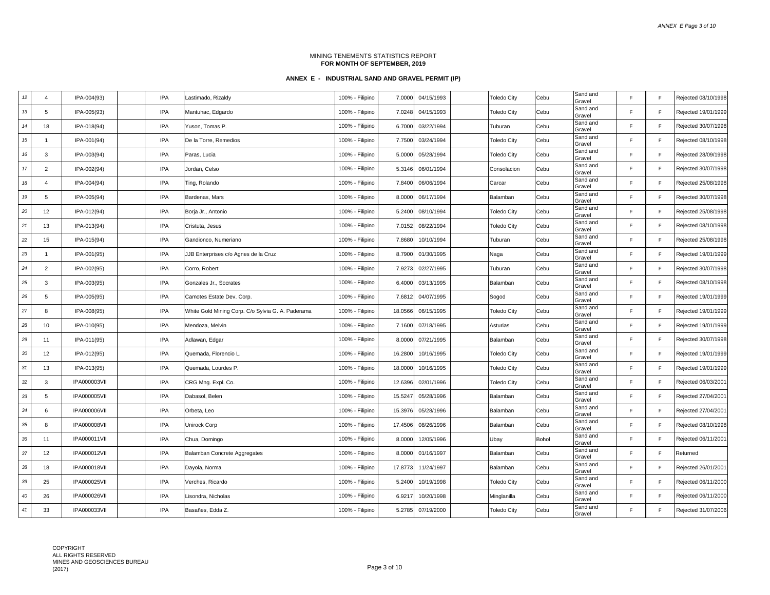MINING TENEMENTS STATISTICS REPORT
**FOR MONTH OF SEPTEMBER, 2019**

**ANNEX E - INDUSTRIAL SAND AND GRAVEL PERMIT (IP)**

| | | | | | | | | | | | | | | | |
|---|---|---|---|---|---|---|---|---|---|---|---|---|---|---|---|
| 12 | 4 | IPA-004(93) | | IPA | Lastimado, Rizaldy | 100% - Filipino | 7.0000 | 04/15/1993 | | Toledo City | Cebu | Sand and Gravel | F | F | Rejected 08/10/1998 |
| 13 | 5 | IPA-005(93) | | IPA | Mantuhac, Edgardo | 100% - Filipino | 7.0248 | 04/15/1993 | | Toledo City | Cebu | Sand and Gravel | F | F | Rejected 19/01/1999 |
| 14 | 18 | IPA-018(94) | | IPA | Yuson, Tomas P. | 100% - Filipino | 6.7000 | 03/22/1994 | | Tuburan | Cebu | Sand and Gravel | F | F | Rejected 30/07/1998 |
| 15 | 1 | IPA-001(94) | | IPA | De la Torre, Remedios | 100% - Filipino | 7.7500 | 03/24/1994 | | Toledo City | Cebu | Sand and Gravel | F | F | Rejected 08/10/1998 |
| 16 | 3 | IPA-003(94) | | IPA | Paras, Lucia | 100% - Filipino | 5.0000 | 05/28/1994 | | Toledo City | Cebu | Sand and Gravel | F | F | Rejected 28/09/1998 |
| 17 | 2 | IPA-002(94) | | IPA | Jordan, Celso | 100% - Filipino | 5.3146 | 06/01/1994 | | Consolacion | Cebu | Sand and Gravel | F | F | Rejected 30/07/1998 |
| 18 | 4 | IPA-004(94) | | IPA | Ting, Rolando | 100% - Filipino | 7.8400 | 06/06/1994 | | Carcar | Cebu | Sand and Gravel | F | F | Rejected 25/08/1998 |
| 19 | 5 | IPA-005(94) | | IPA | Bardenas, Mars | 100% - Filipino | 8.0000 | 06/17/1994 | | Balamban | Cebu | Sand and Gravel | F | F | Rejected 30/07/1998 |
| 20 | 12 | IPA-012(94) | | IPA | Borja Jr., Antonio | 100% - Filipino | 5.2400 | 08/10/1994 | | Toledo City | Cebu | Sand and Gravel | F | F | Rejected 25/08/1998 |
| 21 | 13 | IPA-013(94) | | IPA | Cristuta, Jesus | 100% - Filipino | 7.0152 | 08/22/1994 | | Toledo City | Cebu | Sand and Gravel | F | F | Rejected 08/10/1998 |
| 22 | 15 | IPA-015(94) | | IPA | Gandionco, Numeriano | 100% - Filipino | 7.8680 | 10/10/1994 | | Tuburan | Cebu | Sand and Gravel | F | F | Rejected 25/08/1998 |
| 23 | 1 | IPA-001(95) | | IPA | JJB Enterprises c/o Agnes de la Cruz | 100% - Filipino | 8.7900 | 01/30/1995 | | Naga | Cebu | Sand and Gravel | F | F | Rejected 19/01/1999 |
| 24 | 2 | IPA-002(95) | | IPA | Corro, Robert | 100% - Filipino | 7.9273 | 02/27/1995 | | Tuburan | Cebu | Sand and Gravel | F | F | Rejected 30/07/1998 |
| 25 | 3 | IPA-003(95) | | IPA | Gonzales Jr., Socrates | 100% - Filipino | 6.4000 | 03/13/1995 | | Balamban | Cebu | Sand and Gravel | F | F | Rejected 08/10/1998 |
| 26 | 5 | IPA-005(95) | | IPA | Camotes Estate Dev. Corp. | 100% - Filipino | 7.6812 | 04/07/1995 | | Sogod | Cebu | Sand and Gravel | F | F | Rejected 19/01/1999 |
| 27 | 8 | IPA-008(95) | | IPA | White Gold Mining Corp. C/o Sylvia G. A. Paderama | 100% - Filipino | 18.0566 | 06/15/1995 | | Toledo City | Cebu | Sand and Gravel | F | F | Rejected 19/01/1999 |
| 28 | 10 | IPA-010(95) | | IPA | Mendoza, Melvin | 100% - Filipino | 7.1600 | 07/18/1995 | | Asturias | Cebu | Sand and Gravel | F | F | Rejected 19/01/1999 |
| 29 | 11 | IPA-011(95) | | IPA | Adlawan, Edgar | 100% - Filipino | 8.0000 | 07/21/1995 | | Balamban | Cebu | Sand and Gravel | F | F | Rejected 30/07/1998 |
| 30 | 12 | IPA-012(95) | | IPA | Quemada, Florencio L. | 100% - Filipino | 16.2800 | 10/16/1995 | | Toledo City | Cebu | Sand and Gravel | F | F | Rejected 19/01/1999 |
| 31 | 13 | IPA-013(95) | | IPA | Quemada, Lourdes P. | 100% - Filipino | 18.0000 | 10/16/1995 | | Toledo City | Cebu | Sand and Gravel | F | F | Rejected 19/01/1999 |
| 32 | 3 | IPA000003VII | | IPA | CRG Mng. Expl. Co. | 100% - Filipino | 12.6396 | 02/01/1996 | | Toledo City | Cebu | Sand and Gravel | F | F | Rejected 06/03/2001 |
| 33 | 5 | IPA000005VII | | IPA | Dabasol, Belen | 100% - Filipino | 15.5247 | 05/28/1996 | | Balamban | Cebu | Sand and Gravel | F | F | Rejected 27/04/2001 |
| 34 | 6 | IPA000006VII | | IPA | Orbeta, Leo | 100% - Filipino | 15.3976 | 05/28/1996 | | Balamban | Cebu | Sand and Gravel | F | F | Rejected 27/04/2001 |
| 35 | 8 | IPA000008VII | | IPA | Unirock Corp | 100% - Filipino | 17.4506 | 08/26/1996 | | Balamban | Cebu | Sand and Gravel | F | F | Rejected 08/10/1998 |
| 36 | 11 | IPA000011VII | | IPA | Chua, Domingo | 100% - Filipino | 8.0000 | 12/05/1996 | | Ubay | Bohol | Sand and Gravel | F | F | Rejected 06/11/2001 |
| 37 | 12 | IPA000012VII | | IPA | Balamban Concrete Aggregates | 100% - Filipino | 8.0000 | 01/16/1997 | | Balamban | Cebu | Sand and Gravel | F | F | Returned |
| 38 | 18 | IPA000018VII | | IPA | Dayola, Norma | 100% - Filipino | 17.8773 | 11/24/1997 | | Balamban | Cebu | Sand and Gravel | F | F | Rejected 26/01/2001 |
| 39 | 25 | IPA000025VII | | IPA | Verches, Ricardo | 100% - Filipino | 5.2400 | 10/19/1998 | | Toledo City | Cebu | Sand and Gravel | F | F | Rejected 06/11/2000 |
| 40 | 26 | IPA000026VII | | IPA | Lisondra, Nicholas | 100% - Filipino | 6.9217 | 10/20/1998 | | Minglanilla | Cebu | Sand and Gravel | F | F | Rejected 06/11/2000 |
| 41 | 33 | IPA000033VII | | IPA | Basañes, Edda Z. | 100% - Filipino | 5.2785 | 07/19/2000 | | Toledo City | Cebu | Sand and Gravel | F | F | Rejected 31/07/2006 |

COPYRIGHT
ALL RIGHTS RESERVED
MINES AND GEOSCIENCES BUREAU
(2017)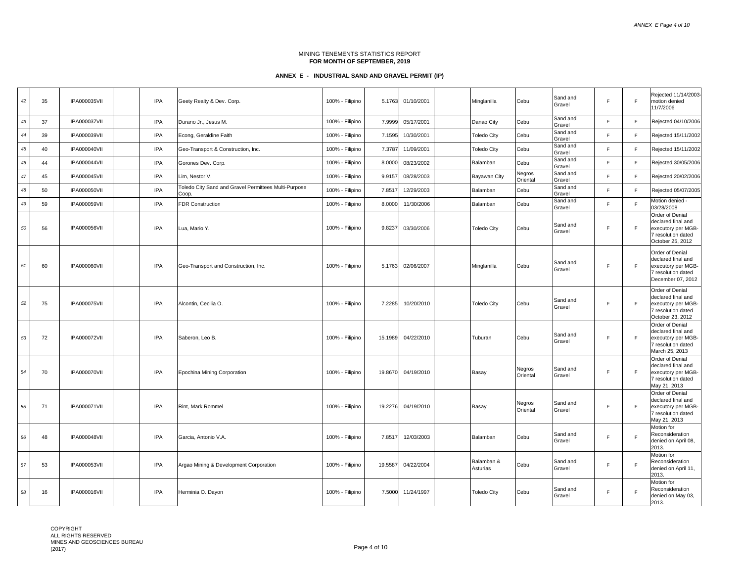MINING TENEMENTS STATISTICS REPORT
**FOR MONTH OF SEPTEMBER, 2019**

**ANNEX E - INDUSTRIAL SAND AND GRAVEL PERMIT (IP)**

| | | | | | | | | | | | | | | | |
|---|---|---|---|---|---|---|---|---|---|---|---|---|---|---|---|
| 42 | 35 | IPA000035VII | | IPA | Geety Realty & Dev. Corp. | 100% - Filipino | 5.1763 | 01/10/2001 | | Minglanilla | Cebu | Sand and Gravel | F | F | Rejected 11/14/2003-motion denied 11/7/2006 |
| 43 | 37 | IPA000037VII | | IPA | Durano Jr., Jesus M. | 100% - Filipino | 7.9999 | 05/17/2001 | | Danao City | Cebu | Sand and Gravel | F | F | Rejected 04/10/2006 |
| 44 | 39 | IPA000039VII | | IPA | Econg, Geraldine Faith | 100% - Filipino | 7.1595 | 10/30/2001 | | Toledo City | Cebu | Sand and Gravel | F | F | Rejected 15/11/2002 |
| 45 | 40 | IPA000040VII | | IPA | Geo-Transport & Construction, Inc. | 100% - Filipino | 7.3787 | 11/09/2001 | | Toledo City | Cebu | Sand and Gravel | F | F | Rejected 15/11/2002 |
| 46 | 44 | IPA000044VII | | IPA | Gorones Dev. Corp. | 100% - Filipino | 8.0000 | 08/23/2002 | | Balamban | Cebu | Sand and Gravel | F | F | Rejected 30/05/2006 |
| 47 | 45 | IPA000045VII | | IPA | Lim, Nestor V. | 100% - Filipino | 9.9157 | 08/28/2003 | | Bayawan City | Negros Oriental | Sand and Gravel | F | F | Rejected 20/02/2006 |
| 48 | 50 | IPA000050VII | | IPA | Toledo City Sand and Gravel Permittees Multi-Purpose Coop. | 100% - Filipino | 7.8517 | 12/29/2003 | | Balamban | Cebu | Sand and Gravel | F | F | Rejected 05/07/2005 |
| 49 | 59 | IPA000059VII | | IPA | FDR Construction | 100% - Filipino | 8.0000 | 11/30/2006 | | Balamban | Cebu | Sand and Gravel | F | F | Motion denied - 03/28/2008 |
| 50 | 56 | IPA000056VII | | IPA | Lua, Mario Y. | 100% - Filipino | 9.8237 | 03/30/2006 | | Toledo City | Cebu | Sand and Gravel | F | F | Order of Denial declared final and executory per MGB-7 resolution dated October 25, 2012 |
| 51 | 60 | IPA000060VII | | IPA | Geo-Transport and Construction, Inc. | 100% - Filipino | 5.1763 | 02/06/2007 | | Minglanilla | Cebu | Sand and Gravel | F | F | Order of Denial declared final and executory per MGB-7 resolution dated December 07, 2012 |
| 52 | 75 | IPA000075VII | | IPA | Alcontin, Cecilia O. | 100% - Filipino | 7.2285 | 10/20/2010 | | Toledo City | Cebu | Sand and Gravel | F | F | Order of Denial declared final and executory per MGB-7 resolution dated October 23, 2012 |
| 53 | 72 | IPA000072VII | | IPA | Saberon, Leo B. | 100% - Filipino | 15.1989 | 04/22/2010 | | Tuburan | Cebu | Sand and Gravel | F | F | Order of Denial declared final and executory per MGB-7 resolution dated March 25, 2013 |
| 54 | 70 | IPA000070VII | | IPA | Epochina Mining Corporation | 100% - Filipino | 19.8670 | 04/19/2010 | | Basay | Negros Oriental | Sand and Gravel | F | F | Order of Denial declared final and executory per MGB-7 resolution dated May 21, 2013 |
| 55 | 71 | IPA000071VII | | IPA | Rint, Mark Rommel | 100% - Filipino | 19.2276 | 04/19/2010 | | Basay | Negros Oriental | Sand and Gravel | F | F | Order of Denial declared final and executory per MGB-7 resolution dated May 21, 2013 |
| 56 | 48 | IPA000048VII | | IPA | Garcia, Antonio V.A. | 100% - Filipino | 7.8517 | 12/03/2003 | | Balamban | Cebu | Sand and Gravel | F | F | Motion for Reconsideration denied on April 08, 2013. |
| 57 | 53 | IPA000053VII | | IPA | Argao Mining & Development Corporation | 100% - Filipino | 19.5587 | 04/22/2004 | | Balamban & Asturias | Cebu | Sand and Gravel | F | F | Motion for Reconsideration denied on April 11, 2013. |
| 58 | 16 | IPA000016VII | | IPA | Herminia O. Dayon | 100% - Filipino | 7.5000 | 11/24/1997 | | Toledo City | Cebu | Sand and Gravel | F | F | Motion for Reconsideration denied on May 03, 2013. |

COPYRIGHT
ALL RIGHTS RESERVED
MINES AND GEOSCIENCES BUREAU
(2017)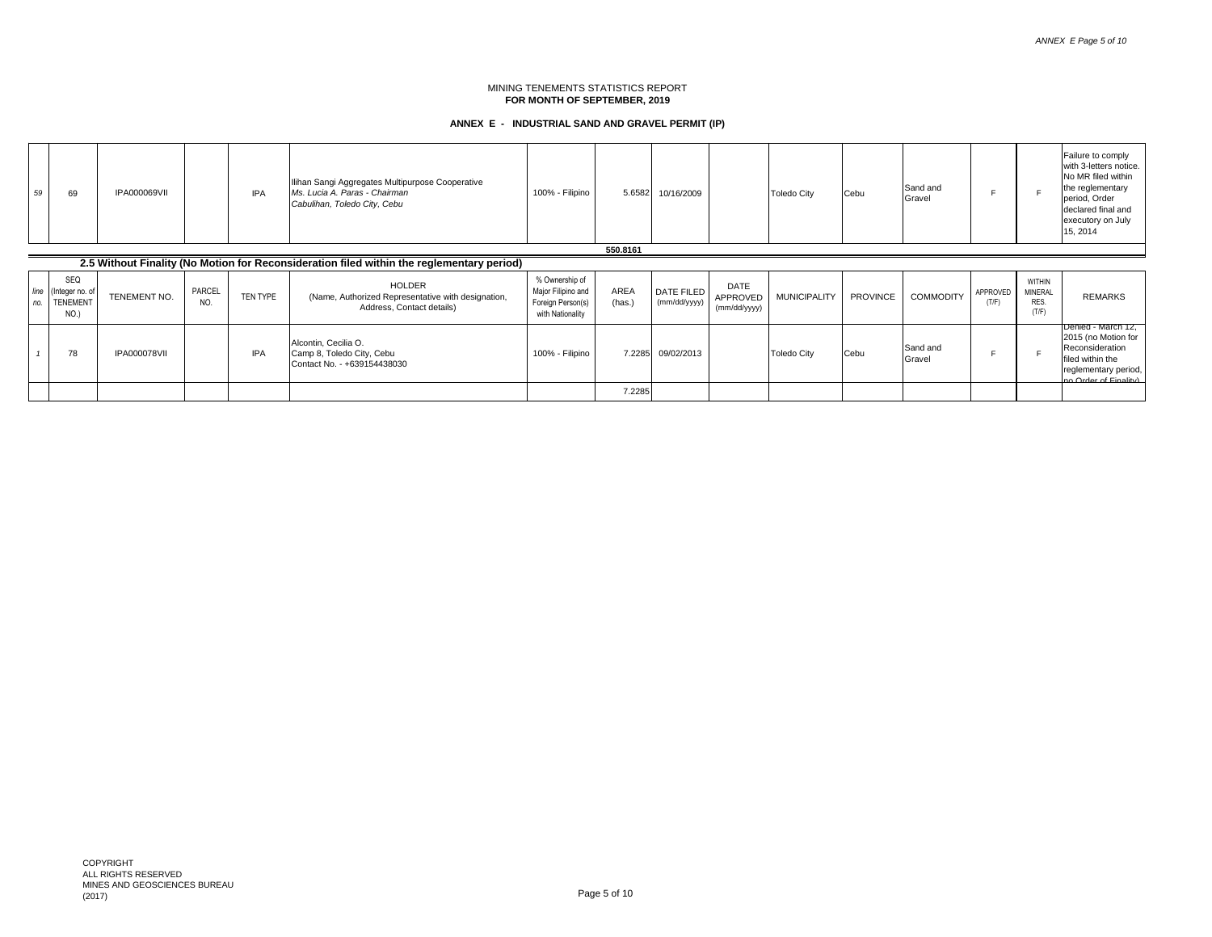MINING TENEMENTS STATISTICS REPORT
**FOR MONTH OF SEPTEMBER, 2019**

**ANNEX E - INDUSTRIAL SAND AND GRAVEL PERMIT (IP)**

| line no. | SEQ (Integer no. of TENEMENT NO.) | TENEMENT NO. | PARCEL NO. | TEN TYPE | HOLDER (Name, Authorized Representative with designation, Address, Contact details) | % Ownership of Major Filipino and Foreign Person(s) with Nationality | AREA (has.) | DATE FILED (mm/dd/yyyy) | DATE APPROVED (mm/dd/yyyy) | MUNICIPALITY | PROVINCE | COMMODITY | APPROVED (T/F) | WITHIN MINERAL RES. (T/F) | REMARKS |
|---|---|---|---|---|---|---|---|---|---|---|---|---|---|---|---|
| 59 | 69 | IPA000069VII | | IPA | Ilihan Sangi Aggregates Multipurpose Cooperative *Ms. Lucia A. Paras - Chairman* *Cabulihan, Toledo City, Cebu* | 100% - Filipino | 5.6582 | 10/16/2009 | | Toledo City | Cebu | Sand and Gravel | F | F | Failure to comply with 3-letters notice. No MR filed within the reglementary period, Order declared final and executory on July 15, 2014 |
| | | | | | | | **550.8161** | | | | | | | | |

**2.5 Without Finality (No Motion for Reconsideration filed within the reglementary period)**

| line no. | SEQ (Integer no. of TENEMENT NO.) | TENEMENT NO. | PARCEL NO. | TEN TYPE | HOLDER (Name, Authorized Representative with designation, Address, Contact details) | % Ownership of Major Filipino and Foreign Person(s) with Nationality | AREA (has.) | DATE FILED (mm/dd/yyyy) | DATE APPROVED (mm/dd/yyyy) | MUNICIPALITY | PROVINCE | COMMODITY | APPROVED (T/F) | WITHIN MINERAL RES. (T/F) | REMARKS |
|---|---|---|---|---|---|---|---|---|---|---|---|---|---|---|---|
| 1 | 78 | IPA000078VII | | IPA | Alcontin, Cecilia O. Camp 8, Toledo City, Cebu Contact No. - +639154438030 | 100% - Filipino | 7.2285 | 09/02/2013 | | Toledo City | Cebu | Sand and Gravel | F | F | Denied - March 12, 2015 (no Motion for Reconsideration filed within the reglementary period, no Order of Finality) |
| | | | | | | | 7.2285 | | | | | | | | |

COPYRIGHT
ALL RIGHTS RESERVED
MINES AND GEOSCIENCES BUREAU
(2017)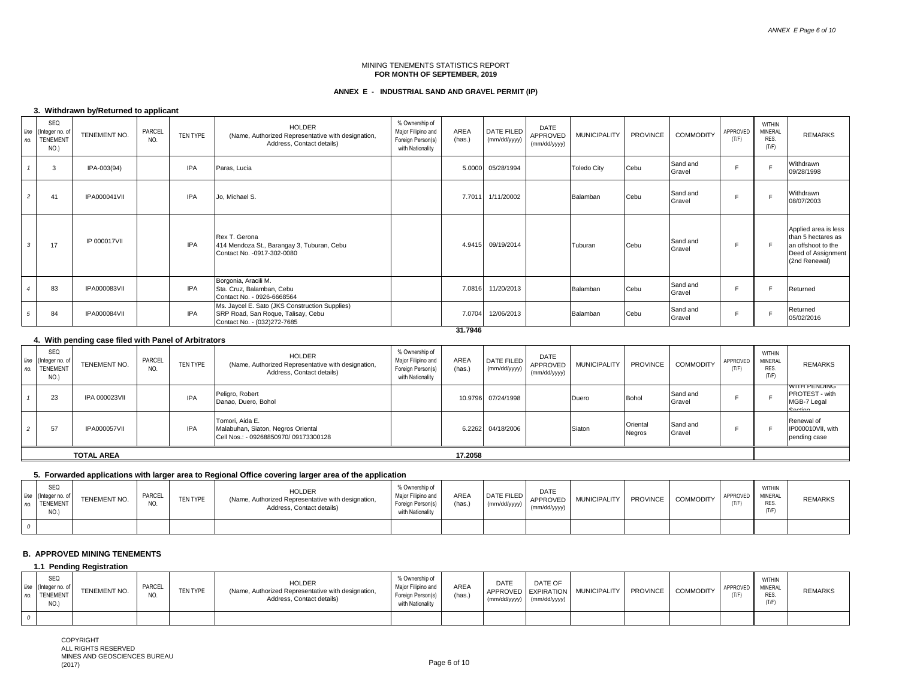MINING TENEMENTS STATISTICS REPORT
**FOR MONTH OF SEPTEMBER, 2019**

**ANNEX E - INDUSTRIAL SAND AND GRAVEL PERMIT (IP)**

### 3. Withdrawn by/Returned to applicant

| line no. | SEQ (Integer no. of TENEMENT NO.) | TENEMENT NO. | PARCEL NO. | TEN TYPE | HOLDER (Name, Authorized Representative with designation, Address, Contact details) | % Ownership of Major Filipino and Foreign Person(s) with Nationality | AREA (has.) | DATE FILED (mm/dd/yyyy) | DATE APPROVED (mm/dd/yyyy) | MUNICIPALITY | PROVINCE | COMMODITY | APPROVED (T/F) | WITHIN MINERAL RES. (T/F) | REMARKS |
|---|---|---|---|---|---|---|---|---|---|---|---|---|---|---|---|
| 1 | 3 | IPA-003(94) | | IPA | Paras, Lucia | | 5.0000 | 05/28/1994 | | Toledo City | Cebu | Sand and Gravel | F | F | Withdrawn 09/28/1998 |
| 2 | 41 | IPA000041VII | | IPA | Jo, Michael S. | | 7.7011 | 1/11/20002 | | Balamban | Cebu | Sand and Gravel | F | F | Withdrawn 08/07/2003 |
| 3 | 17 | IP 000017VII | | IPA | Rex T. Gerona<br>414 Mendoza St., Barangay 3, Tuburan, Cebu<br>Contact No. -0917-302-0080 | | 4.9415 | 09/19/2014 | | Tuburan | Cebu | Sand and Gravel | F | F | Applied area is less than 5 hectares as an offshoot to the Deed of Assignment (2nd Renewal) |
| 4 | 83 | IPA000083VII | | IPA | Borgonia, Aracili M.<br>Sta. Cruz, Balamban, Cebu<br>Contact No. - 0926-6668564 | | 7.0816 | 11/20/2013 | | Balamban | Cebu | Sand and Gravel | F | F | Returned |
| 5 | 84 | IPA000084VII | | IPA | Ms. Jaycel E. Sato (JKS Construction Supplies)<br>SRP Road, San Roque, Talisay, Cebu<br>Contact No. - (032)272-7685 | | 7.0704 | 12/06/2013 | | Balamban | Cebu | Sand and Gravel | F | F | Returned 05/02/2016 |
| | | | | | | | 31.7946 | | | | | | | | |

### 4. With pending case filed with Panel of Arbitrators

| line no. | SEQ (Integer no. of TENEMENT NO.) | TENEMENT NO. | PARCEL NO. | TEN TYPE | HOLDER (Name, Authorized Representative with designation, Address, Contact details) | % Ownership of Major Filipino and Foreign Person(s) with Nationality | AREA (has.) | DATE FILED (mm/dd/yyyy) | DATE APPROVED (mm/dd/yyyy) | MUNICIPALITY | PROVINCE | COMMODITY | APPROVED (T/F) | WITHIN MINERAL RES. (T/F) | REMARKS |
|---|---|---|---|---|---|---|---|---|---|---|---|---|---|---|---|
| 1 | 23 | IPA 000023VII | | IPA | Peligro, Robert<br>Danao, Duero, Bohol | | 10.9796 | 07/24/1998 | | Duero | Bohol | Sand and Gravel | F | F | WITH PENDING PROTEST - with MGB-7 Legal Section |
| 2 | 57 | IPA000057VII | | IPA | Tomori, Aida E.<br>Malabuhan, Siaton, Negros Oriental<br>Cell Nos.: - 09268850970/ 09173300128 | | 6.2262 | 04/18/2006 | | Siaton | Oriental Negros | Sand and Gravel | F | F | Renewal of IP000010VII, with pending case |
| | **TOTAL AREA** | | | | | | **17.2058** | | | | | | | | |

### 5. Forwarded applications with larger area to Regional Office covering larger area of the application

| line no. | SEQ (Integer no. of TENEMENT NO.) | TENEMENT NO. | PARCEL NO. | TEN TYPE | HOLDER (Name, Authorized Representative with designation, Address, Contact details) | % Ownership of Major Filipino and Foreign Person(s) with Nationality | AREA (has.) | DATE FILED (mm/dd/yyyy) | DATE APPROVED (mm/dd/yyyy) | MUNICIPALITY | PROVINCE | COMMODITY | APPROVED (T/F) | WITHIN MINERAL RES. (T/F) | REMARKS |
|---|---|---|---|---|---|---|---|---|---|---|---|---|---|---|---|
| 0 | | | | | | | | | | | | | | | |

## B. APPROVED MINING TENEMENTS

### 1.1 Pending Registration

| line no. | SEQ (Integer no. of TENEMENT NO.) | TENEMENT NO. | PARCEL NO. | TEN TYPE | HOLDER (Name, Authorized Representative with designation, Address, Contact details) | % Ownership of Major Filipino and Foreign Person(s) with Nationality | AREA (has.) | DATE APPROVED (mm/dd/yyyy) | DATE OF EXPIRATION (mm/dd/yyyy) | MUNICIPALITY | PROVINCE | COMMODITY | APPROVED (T/F) | WITHIN MINERAL RES. (T/F) | REMARKS |
|---|---|---|---|---|---|---|---|---|---|---|---|---|---|---|---|
| 0 | | | | | | | | | | | | | | | |

COPYRIGHT
ALL RIGHTS RESERVED
MINES AND GEOSCIENCES BUREAU
(2017)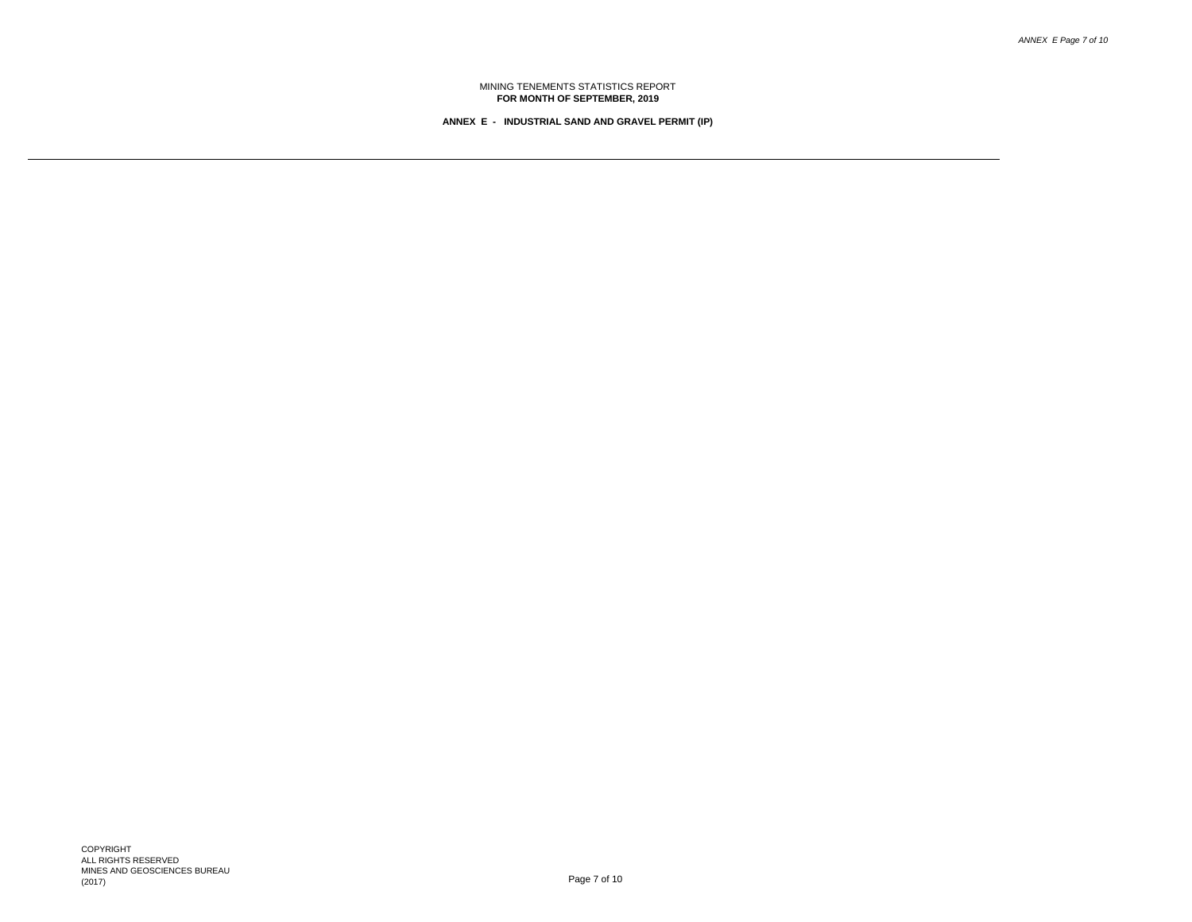MINING TENEMENTS STATISTICS REPORT
**FOR MONTH OF SEPTEMBER, 2019**

**ANNEX E - INDUSTRIAL SAND AND GRAVEL PERMIT (IP)**

---

COPYRIGHT
ALL RIGHTS RESERVED
MINES AND GEOSCIENCES BUREAU
(2017)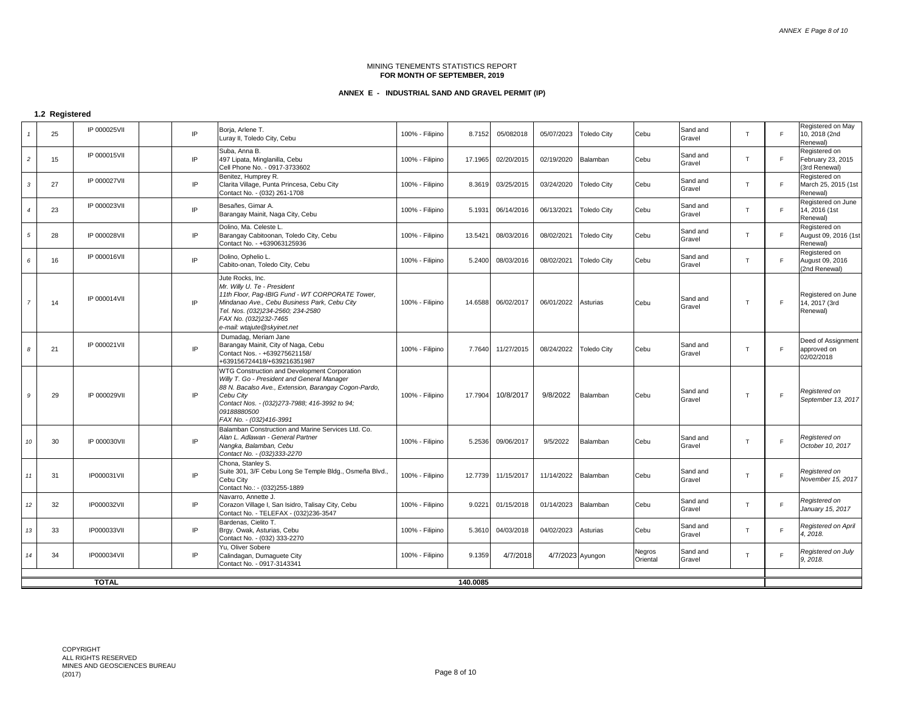MINING TENEMENTS STATISTICS REPORT
**FOR MONTH OF SEPTEMBER, 2019**

**ANNEX E - INDUSTRIAL SAND AND GRAVEL PERMIT (IP)**

**1.2 Registered**

| | | | | | | | | | | | | | | | |
|---|---|---|---|---|---|---|---|---|---|---|---|---|---|---|---|
| 1 | 25 | IP 000025VII | | IP | Borja, Arlene T.<br>Luray II, Toledo City, Cebu | 100% - Filipino | 8.7152 | 05/082018 | 05/07/2023 | Toledo City | Cebu | Sand and Gravel | T | F | Registered on May 10, 2018 (2nd Renewal) |
| 2 | 15 | IP 000015VII | | IP | Suba, Anna B.<br>497 Lipata, Minglanilla, Cebu<br>Cell Phone No. - 0917-3733602 | 100% - Filipino | 17.1965 | 02/20/2015 | 02/19/2020 | Balamban | Cebu | Sand and Gravel | T | F | Registered on February 23, 2015 (3rd Renewal) |
| 3 | 27 | IP 000027VII | | IP | Benitez, Humprey R.<br>Clarita Village, Punta Princesa, Cebu City<br>Contact No. - (032) 261-1708 | 100% - Filipino | 8.3619 | 03/25/2015 | 03/24/2020 | Toledo City | Cebu | Sand and Gravel | T | F | Registered on March 25, 2015 (1st Renewal) |
| 4 | 23 | IP 000023VII | | IP | Besañes, Gimar A.<br>Barangay Mainit, Naga City, Cebu | 100% - Filipino | 5.1931 | 06/14/2016 | 06/13/2021 | Toledo City | Cebu | Sand and Gravel | T | F | Registered on June 14, 2016 (1st Renewal) |
| 5 | 28 | IP 000028VII | | IP | Dolino, Ma. Celeste L.<br>Barangay Cabitoonan, Toledo City, Cebu<br>Contact No. - +639063125936 | 100% - Filipino | 13.5421 | 08/03/2016 | 08/02/2021 | Toledo City | Cebu | Sand and Gravel | T | F | Registered on August 09, 2016 (1st Renewal) |
| 6 | 16 | IP 000016VII | | IP | Dolino, Ophelio L.<br>Cabito-onan, Toledo City, Cebu | 100% - Filipino | 5.2400 | 08/03/2016 | 08/02/2021 | Toledo City | Cebu | Sand and Gravel | T | F | Registered on August 09, 2016 (2nd Renewal) |
| 7 | 14 | IP 000014VII | | IP | Jute Rocks, Inc.<br>*Mr. Willy U. Te - President*<br>*11th Floor, Pag-IBIG Fund - WT CORPORATE Tower, Mindanao Ave., Cebu Business Park, Cebu City*<br>*Tel. Nos. (032)234-2560; 234-2580*<br>*FAX No. (032)232-7465*<br>*e-mail: wtajute@skyinet.net* | 100% - Filipino | 14.6588 | 06/02/2017 | 06/01/2022 | Asturias | Cebu | Sand and Gravel | T | F | Registered on June 14, 2017 (3rd Renewal) |
| 8 | 21 | IP 000021VII | | IP | Dumadag, Meriam Jane<br>Barangay Mainit, City of Naga, Cebu<br>Contact Nos. - +639275621158/ +639156724418/+639216351987 | 100% - Filipino | 7.7640 | 11/27/2015 | 08/24/2022 | Toledo City | Cebu | Sand and Gravel | T | F | Deed of Assignment approved on 02/02/2018 |
| 9 | 29 | IP 000029VII | | IP | WTG Construction and Development Corporation<br>*Willy T. Go - President and General Manager*<br>*88 N. Bacalso Ave., Extension, Barangay Cogon-Pardo, Cebu City*<br>*Contact Nos. - (032)273-7988; 416-3992 to 94; 09188880500*<br>*FAX No. - (032)416-3991* | 100% - Filipino | 17.7904 | 10/8/2017 | 9/8/2022 | Balamban | Cebu | Sand and Gravel | T | F | *Registered on September 13, 2017* |
| 10 | 30 | IP 000030VII | | IP | Balamban Construction and Marine Services Ltd. Co.<br>*Alan L. Adlawan - General Partner*<br>*Nangka, Balamban, Cebu*<br>*Contact No. - (032)333-2270* | 100% - Filipino | 5.2536 | 09/06/2017 | 9/5/2022 | Balamban | Cebu | Sand and Gravel | T | F | *Registered on October 10, 2017* |
| 11 | 31 | IP000031VII | | IP | Chona, Stanley S.<br>Suite 301, 3/F Cebu Long Se Temple Bldg., Osmeña Blvd., Cebu City<br>Contact No.: - (032)255-1889 | 100% - Filipino | 12.7739 | 11/15/2017 | 11/14/2022 | Balamban | Cebu | Sand and Gravel | T | F | *Registered on November 15, 2017* |
| 12 | 32 | IP000032VII | | IP | Navarro, Annette J.<br>Corazon Village I, San Isidro, Talisay City, Cebu<br>Contact No. - TELEFAX - (032)236-3547 | 100% - Filipino | 9.0221 | 01/15/2018 | 01/14/2023 | Balamban | Cebu | Sand and Gravel | T | F | *Registered on January 15, 2017* |
| 13 | 33 | IP000033VII | | IP | Bardenas, Cielito T.<br>Brgy. Owak, Asturias, Cebu<br>Contact No. - (032) 333-2270 | 100% - Filipino | 5.3610 | 04/03/2018 | 04/02/2023 | Asturias | Cebu | Sand and Gravel | T | F | *Registered on April 4, 2018.* |
| 14 | 34 | IP000034VII | | IP | Yu, Oliver Sobere<br>Calindagan, Dumaguete City<br>Contact No. - 0917-3143341 | 100% - Filipino | 9.1359 | 4/7/2018 | 4/7/2023 | Ayungon | Negros Oriental | Sand and Gravel | T | F | *Registered on July 9, 2018.* |
| | **TOTAL** | | | | | | **140.0085** | | | | | | | | |

COPYRIGHT
ALL RIGHTS RESERVED
MINES AND GEOSCIENCES BUREAU
(2017)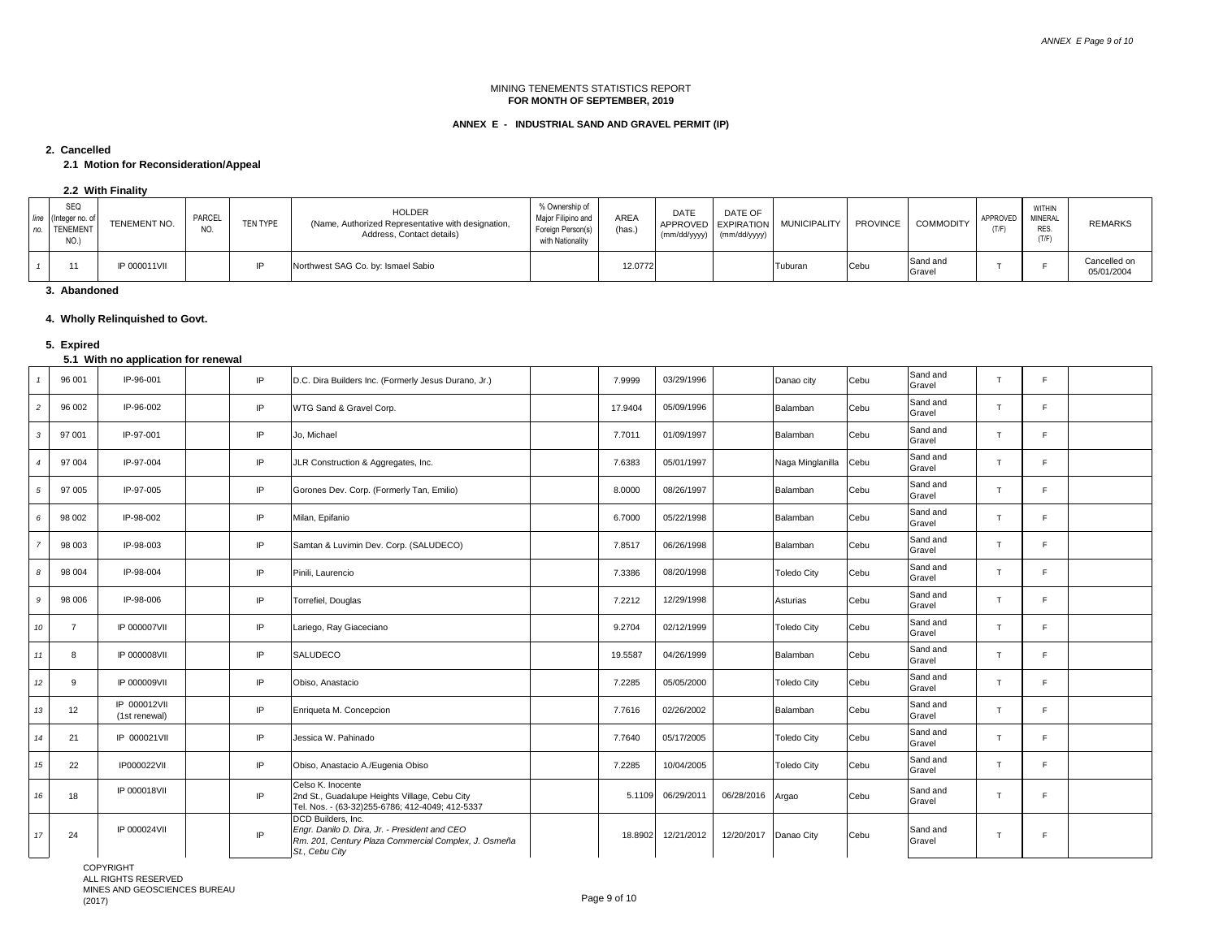MINING TENEMENTS STATISTICS REPORT
**FOR MONTH OF SEPTEMBER, 2019**

**ANNEX E - INDUSTRIAL SAND AND GRAVEL PERMIT (IP)**

**2. Cancelled**

**2.1 Motion for Reconsideration/Appeal**

**2.2 With Finality**

| line no. | SEQ (Integer no. of TENEMENT NO.) | TENEMENT NO. | PARCEL NO. | TEN TYPE | HOLDER (Name, Authorized Representative with designation, Address, Contact details) | % Ownership of Major Filipino and Foreign Person(s) with Nationality | AREA (has.) | DATE APPROVED (mm/dd/yyyy) | DATE OF EXPIRATION (mm/dd/yyyy) | MUNICIPALITY | PROVINCE | COMMODITY | APPROVED (T/F) | WITHIN MINERAL RES. (T/F) | REMARKS |
|---|---|---|---|---|---|---|---|---|---|---|---|---|---|---|---|
| 1 | 11 | IP 000011VII | | IP | Northwest SAG Co. by: Ismael Sabio | | 12.0772 | | | Tuburan | Cebu | Sand and Gravel | T | F | Cancelled on 05/01/2004 |

**3. Abandoned**

**4. Wholly Relinquished to Govt.**

**5. Expired**

**5.1 With no application for renewal**

| line no. | SEQ (Integer no. of TENEMENT NO.) | TENEMENT NO. | PARCEL NO. | TEN TYPE | HOLDER (Name, Authorized Representative with designation, Address, Contact details) | % Ownership of Major Filipino and Foreign Person(s) with Nationality | AREA (has.) | DATE APPROVED (mm/dd/yyyy) | DATE OF EXPIRATION (mm/dd/yyyy) | MUNICIPALITY | PROVINCE | COMMODITY | APPROVED (T/F) | WITHIN MINERAL RES. (T/F) | REMARKS |
|---|---|---|---|---|---|---|---|---|---|---|---|---|---|---|---|
| 1 | 96 001 | IP-96-001 | | IP | D.C. Dira Builders Inc. (Formerly Jesus Durano, Jr.) | | 7.9999 | 03/29/1996 | | Danao city | Cebu | Sand and Gravel | T | F | |
| 2 | 96 002 | IP-96-002 | | IP | WTG Sand & Gravel Corp. | | 17.9404 | 05/09/1996 | | Balamban | Cebu | Sand and Gravel | T | F | |
| 3 | 97 001 | IP-97-001 | | IP | Jo, Michael | | 7.7011 | 01/09/1997 | | Balamban | Cebu | Sand and Gravel | T | F | |
| 4 | 97 004 | IP-97-004 | | IP | JLR Construction & Aggregates, Inc. | | 7.6383 | 05/01/1997 | | Naga Minglanilla | Cebu | Sand and Gravel | T | F | |
| 5 | 97 005 | IP-97-005 | | IP | Gorones Dev. Corp. (Formerly Tan, Emilio) | | 8.0000 | 08/26/1997 | | Balamban | Cebu | Sand and Gravel | T | F | |
| 6 | 98 002 | IP-98-002 | | IP | Milan, Epifanio | | 6.7000 | 05/22/1998 | | Balamban | Cebu | Sand and Gravel | T | F | |
| 7 | 98 003 | IP-98-003 | | IP | Samtan & Luvimin Dev. Corp. (SALUDECO) | | 7.8517 | 06/26/1998 | | Balamban | Cebu | Sand and Gravel | T | F | |
| 8 | 98 004 | IP-98-004 | | IP | Pinili, Laurencio | | 7.3386 | 08/20/1998 | | Toledo City | Cebu | Sand and Gravel | T | F | |
| 9 | 98 006 | IP-98-006 | | IP | Torrefiel, Douglas | | 7.2212 | 12/29/1998 | | Asturias | Cebu | Sand and Gravel | T | F | |
| 10 | 7 | IP 000007VII | | IP | Lariego, Ray Giaceciano | | 9.2704 | 02/12/1999 | | Toledo City | Cebu | Sand and Gravel | T | F | |
| 11 | 8 | IP 000008VII | | IP | SALUDECO | | 19.5587 | 04/26/1999 | | Balamban | Cebu | Sand and Gravel | T | F | |
| 12 | 9 | IP 000009VII | | IP | Obiso, Anastacio | | 7.2285 | 05/05/2000 | | Toledo City | Cebu | Sand and Gravel | T | F | |
| 13 | 12 | IP 000012VII (1st renewal) | | IP | Enriqueta M. Concepcion | | 7.7616 | 02/26/2002 | | Balamban | Cebu | Sand and Gravel | T | F | |
| 14 | 21 | IP 000021VII | | IP | Jessica W. Pahinado | | 7.7640 | 05/17/2005 | | Toledo City | Cebu | Sand and Gravel | T | F | |
| 15 | 22 | IP000022VII | | IP | Obiso, Anastacio A./Eugenia Obiso | | 7.2285 | 10/04/2005 | | Toledo City | Cebu | Sand and Gravel | T | F | |
| 16 | 18 | IP 000018VII | | IP | Celso K. Inocente<br>2nd St., Guadalupe Heights Village, Cebu City<br>Tel. Nos. - (63-32)255-6786; 412-4049; 412-5337 | | 5.1109 | 06/29/2011 | 06/28/2016 | Argao | Cebu | Sand and Gravel | T | F | |
| 17 | 24 | IP 000024VII | | IP | DCD Builders, Inc.<br>*Engr. Danilo D. Dira, Jr. - President and CEO*<br>*Rm. 201, Century Plaza Commercial Complex, J. Osmeña St., Cebu City* | | 18.8902 | 12/21/2012 | 12/20/2017 | Danao City | Cebu | Sand and Gravel | T | F | |

COPYRIGHT
ALL RIGHTS RESERVED
MINES AND GEOSCIENCES BUREAU
(2017)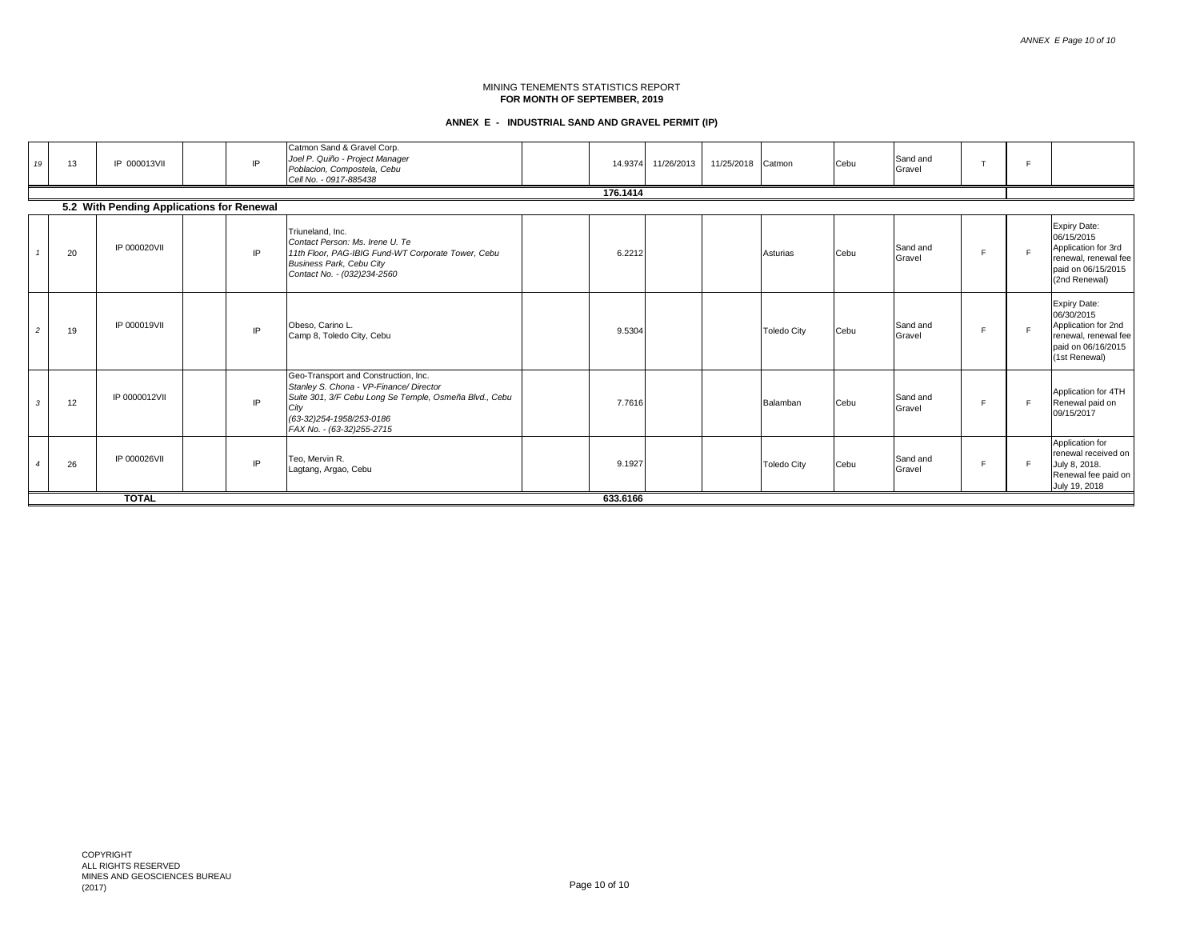MINING TENEMENTS STATISTICS REPORT
**FOR MONTH OF SEPTEMBER, 2019**

**ANNEX E - INDUSTRIAL SAND AND GRAVEL PERMIT (IP)**

| | | | | | | | | | | | | | | | | |
|---|---|---|---|---|---|---|---|---|---|---|---|---|---|---|---|---|
| 19 | 13 | IP 000013VII | | IP | Catmon Sand & Gravel Corp.<br>*Joel P. Quiño - Project Manager*<br>*Poblacion, Compostela, Cebu*<br>*Cell No. - 0917-885438* | | 14.9374 | 11/26/2013 | 11/25/2018 | Catmon | Cebu | Sand and Gravel | T | F | |
| | | | | | | | **176.1414** | | | | | | | | |
| | **5.2 With Pending Applications for Renewal** | | | | | | | | | | | | | | |
| 1 | 20 | IP 000020VII | | IP | Triuneland, Inc.<br>*Contact Person: Ms. Irene U. Te*<br>*11th Floor, PAG-IBIG Fund-WT Corporate Tower, Cebu Business Park, Cebu City*<br>*Contact No. - (032)234-2560* | | 6.2212 | | | Asturias | Cebu | Sand and Gravel | F | F | Expiry Date: 06/15/2015 Application for 3rd renewal, renewal fee paid on 06/15/2015 (2nd Renewal) |
| 2 | 19 | IP 000019VII | | IP | Obeso, Carino L.<br>Camp 8, Toledo City, Cebu | | 9.5304 | | | Toledo City | Cebu | Sand and Gravel | F | F | Expiry Date: 06/30/2015 Application for 2nd renewal, renewal fee paid on 06/16/2015 (1st Renewal) |
| 3 | 12 | IP 0000012VII | | IP | Geo-Transport and Construction, Inc.<br>*Stanley S. Chona - VP-Finance/ Director*<br>*Suite 301, 3/F Cebu Long Se Temple, Osmeña Blvd., Cebu City*<br>*(63-32)254-1958/253-0186*<br>*FAX No. - (63-32)255-2715* | | 7.7616 | | | Balamban | Cebu | Sand and Gravel | F | F | Application for 4TH Renewal paid on 09/15/2017 |
| 4 | 26 | IP 000026VII | | IP | Teo, Mervin R.<br>Lagtang, Argao, Cebu | | 9.1927 | | | Toledo City | Cebu | Sand and Gravel | F | F | Application for renewal received on July 8, 2018. Renewal fee paid on July 19, 2018 |
| | | **TOTAL** | | | | | **633.6166** | | | | | | | | |

COPYRIGHT
ALL RIGHTS RESERVED
MINES AND GEOSCIENCES BUREAU
(2017)